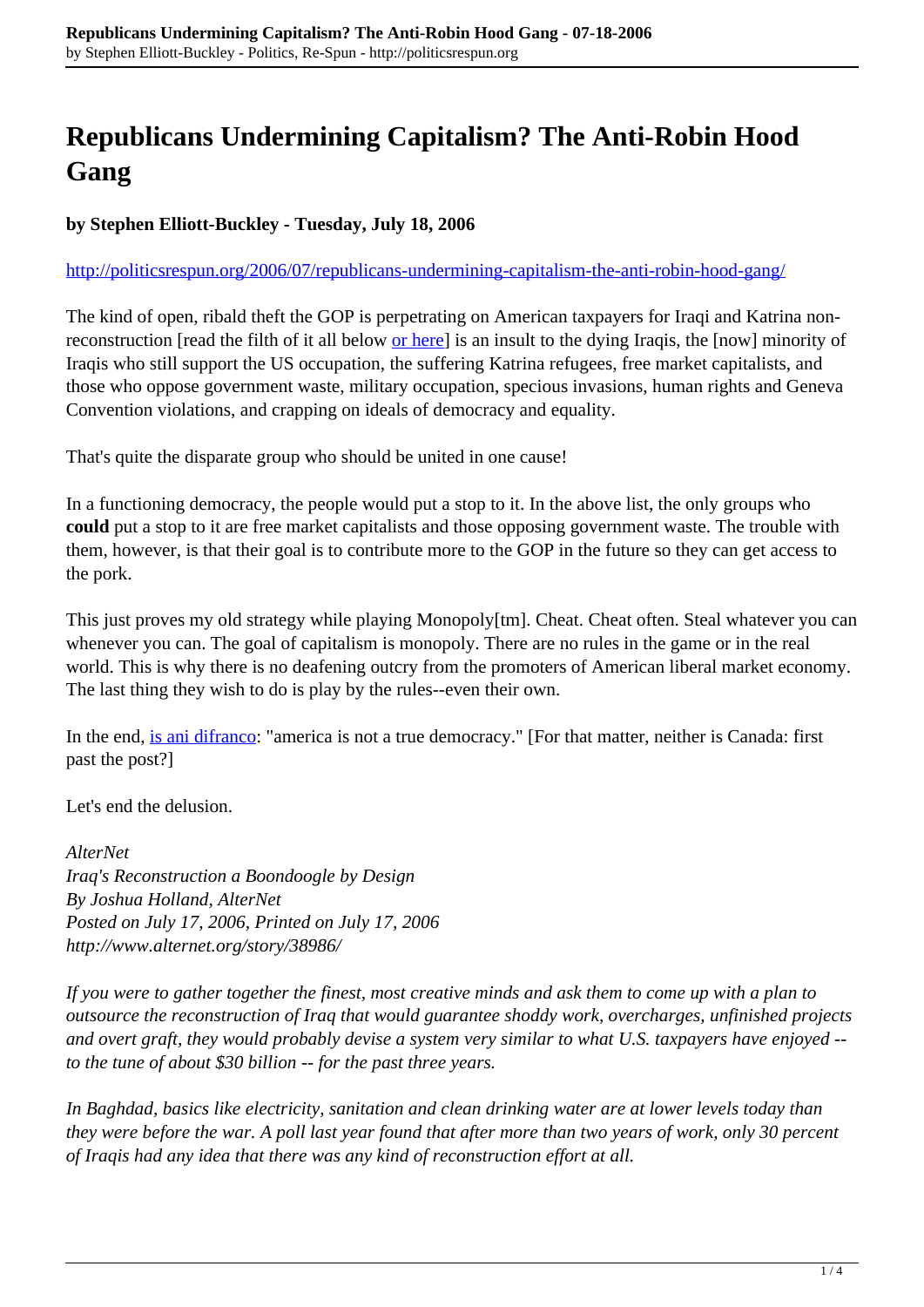# Republicans Undermining Capitalism? The Anti-Robin Hood Gang

**by Stephen Elliott-Buckley - Tuesday, July 18, 2006**

http://politicsrespun.org/2006/07/republicans-undermining-capitalism-the-anti-robin-hood-gang/

The kind of open, ribald theft the GOP is perpetrating on American taxpayers for Iraqi and Katrina non-reconstruction [read the filth of it all below or here] is an insult to the dying Iraqis, the [now] minority of Iraqis who still support the US occupation, the suffering Katrina refugees, free market capitalists, and those who oppose government waste, military occupation, specious invasions, human rights and Geneva Convention violations, and crapping on ideals of democracy and equality.

That's quite the disparate group who should be united in one cause!

In a functioning democracy, the people would put a stop to it. In the above list, the only groups who **could** put a stop to it are free market capitalists and those opposing government waste. The trouble with them, however, is that their goal is to contribute more to the GOP in the future so they can get access to the pork.

This just proves my old strategy while playing Monopoly[tm]. Cheat. Cheat often. Steal whatever you can whenever you can. The goal of capitalism is monopoly. There are no rules in the game or in the real world. This is why there is no deafening outcry from the promoters of American liberal market economy. The last thing they wish to do is play by the rules--even their own.

In the end, is ani difranco: "america is not a true democracy." [For that matter, neither is Canada: first past the post?]

Let's end the delusion.

*AlterNet*
*Iraq's Reconstruction a Boondoogle by Design*
*By Joshua Holland, AlterNet*
*Posted on July 17, 2006, Printed on July 17, 2006*
*http://www.alternet.org/story/38986/*

*If you were to gather together the finest, most creative minds and ask them to come up with a plan to outsource the reconstruction of Iraq that would guarantee shoddy work, overcharges, unfinished projects and overt graft, they would probably devise a system very similar to what U.S. taxpayers have enjoyed -- to the tune of about $30 billion -- for the past three years.*

*In Baghdad, basics like electricity, sanitation and clean drinking water are at lower levels today than they were before the war. A poll last year found that after more than two years of work, only 30 percent of Iraqis had any idea that there was any kind of reconstruction effort at all.*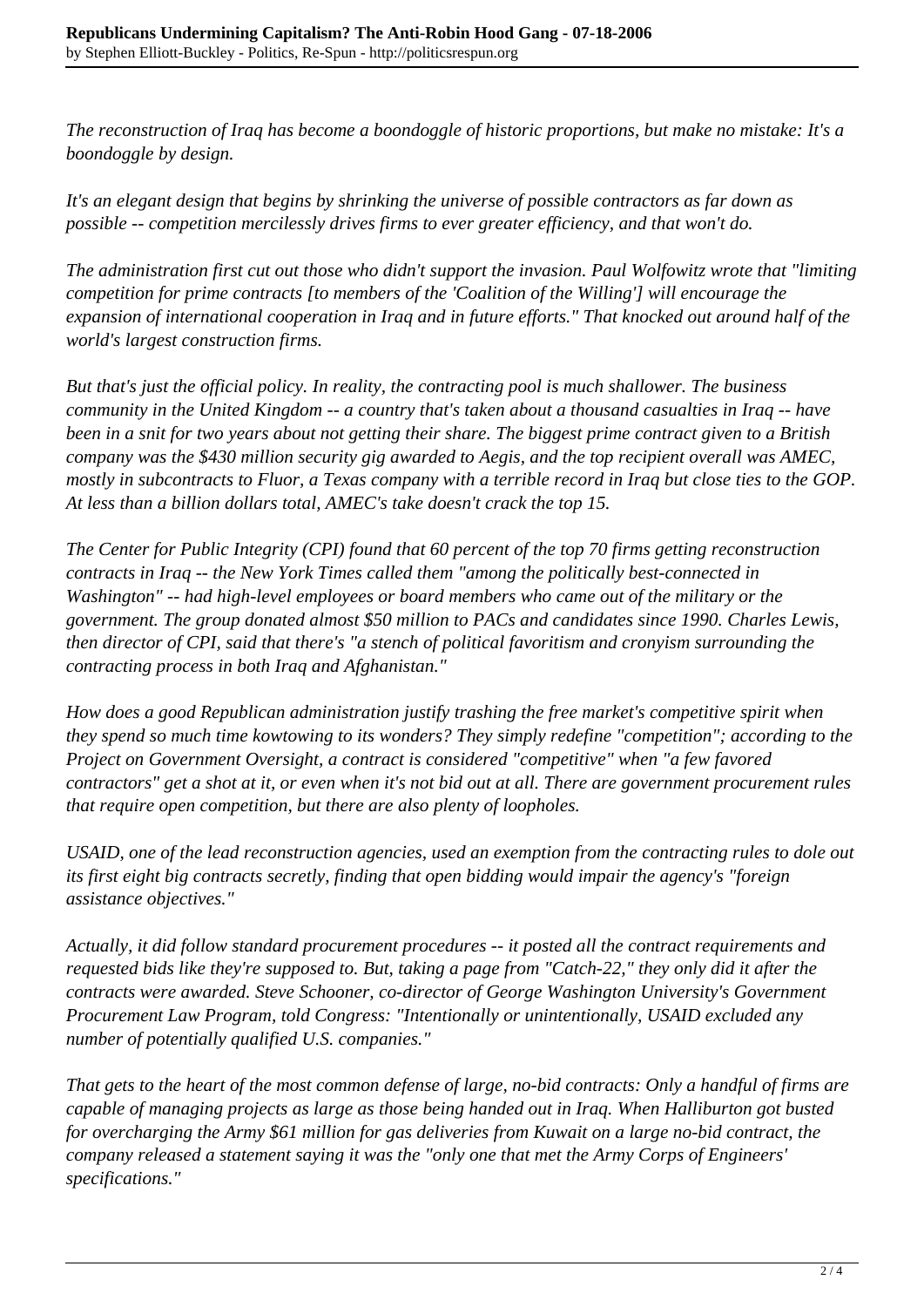*The reconstruction of Iraq has become a boondoggle of historic proportions, but make no mistake: It's a boondoggle by design.*

*It's an elegant design that begins by shrinking the universe of possible contractors as far down as possible -- competition mercilessly drives firms to ever greater efficiency, and that won't do.*

*The administration first cut out those who didn't support the invasion. Paul Wolfowitz wrote that "limiting competition for prime contracts [to members of the 'Coalition of the Willing'] will encourage the expansion of international cooperation in Iraq and in future efforts." That knocked out around half of the world's largest construction firms.*

*But that's just the official policy. In reality, the contracting pool is much shallower. The business community in the United Kingdom -- a country that's taken about a thousand casualties in Iraq -- have been in a snit for two years about not getting their share. The biggest prime contract given to a British company was the $430 million security gig awarded to Aegis, and the top recipient overall was AMEC, mostly in subcontracts to Fluor, a Texas company with a terrible record in Iraq but close ties to the GOP. At less than a billion dollars total, AMEC's take doesn't crack the top 15.*

*The Center for Public Integrity (CPI) found that 60 percent of the top 70 firms getting reconstruction contracts in Iraq -- the New York Times called them "among the politically best-connected in Washington" -- had high-level employees or board members who came out of the military or the government. The group donated almost $50 million to PACs and candidates since 1990. Charles Lewis, then director of CPI, said that there's "a stench of political favoritism and cronyism surrounding the contracting process in both Iraq and Afghanistan."*

*How does a good Republican administration justify trashing the free market's competitive spirit when they spend so much time kowtowing to its wonders? They simply redefine "competition"; according to the Project on Government Oversight, a contract is considered "competitive" when "a few favored contractors" get a shot at it, or even when it's not bid out at all. There are government procurement rules that require open competition, but there are also plenty of loopholes.*

*USAID, one of the lead reconstruction agencies, used an exemption from the contracting rules to dole out its first eight big contracts secretly, finding that open bidding would impair the agency's "foreign assistance objectives."*

*Actually, it did follow standard procurement procedures -- it posted all the contract requirements and requested bids like they're supposed to. But, taking a page from "Catch-22," they only did it after the contracts were awarded. Steve Schooner, co-director of George Washington University's Government Procurement Law Program, told Congress: "Intentionally or unintentionally, USAID excluded any number of potentially qualified U.S. companies."*

*That gets to the heart of the most common defense of large, no-bid contracts: Only a handful of firms are capable of managing projects as large as those being handed out in Iraq. When Halliburton got busted for overcharging the Army $61 million for gas deliveries from Kuwait on a large no-bid contract, the company released a statement saying it was the "only one that met the Army Corps of Engineers' specifications."*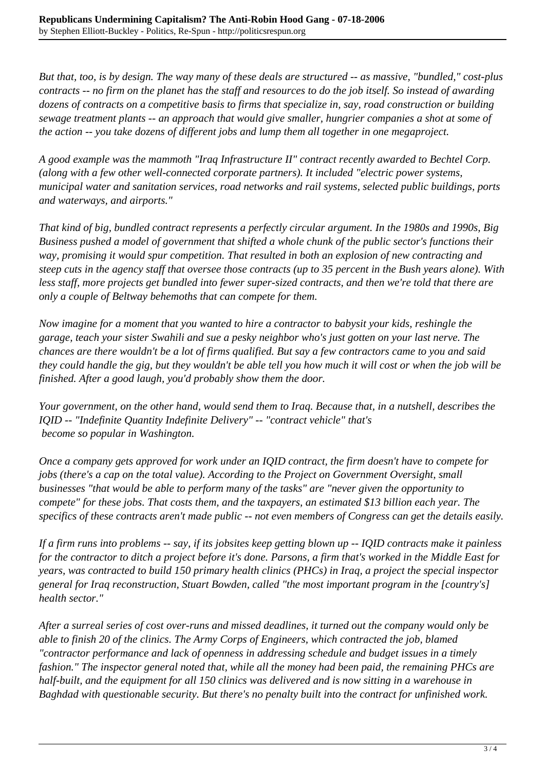*But that, too, is by design. The way many of these deals are structured -- as massive, "bundled," cost-plus contracts -- no firm on the planet has the staff and resources to do the job itself. So instead of awarding dozens of contracts on a competitive basis to firms that specialize in, say, road construction or building sewage treatment plants -- an approach that would give smaller, hungrier companies a shot at some of the action -- you take dozens of different jobs and lump them all together in one megaproject.*

*A good example was the mammoth "Iraq Infrastructure II" contract recently awarded to Bechtel Corp. (along with a few other well-connected corporate partners). It included "electric power systems, municipal water and sanitation services, road networks and rail systems, selected public buildings, ports and waterways, and airports."*

*That kind of big, bundled contract represents a perfectly circular argument. In the 1980s and 1990s, Big Business pushed a model of government that shifted a whole chunk of the public sector's functions their way, promising it would spur competition. That resulted in both an explosion of new contracting and steep cuts in the agency staff that oversee those contracts (up to 35 percent in the Bush years alone). With less staff, more projects get bundled into fewer super-sized contracts, and then we're told that there are only a couple of Beltway behemoths that can compete for them.*

*Now imagine for a moment that you wanted to hire a contractor to babysit your kids, reshingle the garage, teach your sister Swahili and sue a pesky neighbor who's just gotten on your last nerve. The chances are there wouldn't be a lot of firms qualified. But say a few contractors came to you and said they could handle the gig, but they wouldn't be able tell you how much it will cost or when the job will be finished. After a good laugh, you'd probably show them the door.*

*Your government, on the other hand, would send them to Iraq. Because that, in a nutshell, describes the IQID -- "Indefinite Quantity Indefinite Delivery" -- "contract vehicle" that's become so popular in Washington.*

*Once a company gets approved for work under an IQID contract, the firm doesn't have to compete for jobs (there's a cap on the total value). According to the Project on Government Oversight, small businesses "that would be able to perform many of the tasks" are "never given the opportunity to compete" for these jobs. That costs them, and the taxpayers, an estimated $13 billion each year. The specifics of these contracts aren't made public -- not even members of Congress can get the details easily.*

*If a firm runs into problems -- say, if its jobsites keep getting blown up -- IQID contracts make it painless for the contractor to ditch a project before it's done. Parsons, a firm that's worked in the Middle East for years, was contracted to build 150 primary health clinics (PHCs) in Iraq, a project the special inspector general for Iraq reconstruction, Stuart Bowden, called "the most important program in the [country's] health sector."*

*After a surreal series of cost over-runs and missed deadlines, it turned out the company would only be able to finish 20 of the clinics. The Army Corps of Engineers, which contracted the job, blamed "contractor performance and lack of openness in addressing schedule and budget issues in a timely fashion." The inspector general noted that, while all the money had been paid, the remaining PHCs are half-built, and the equipment for all 150 clinics was delivered and is now sitting in a warehouse in Baghdad with questionable security. But there's no penalty built into the contract for unfinished work.*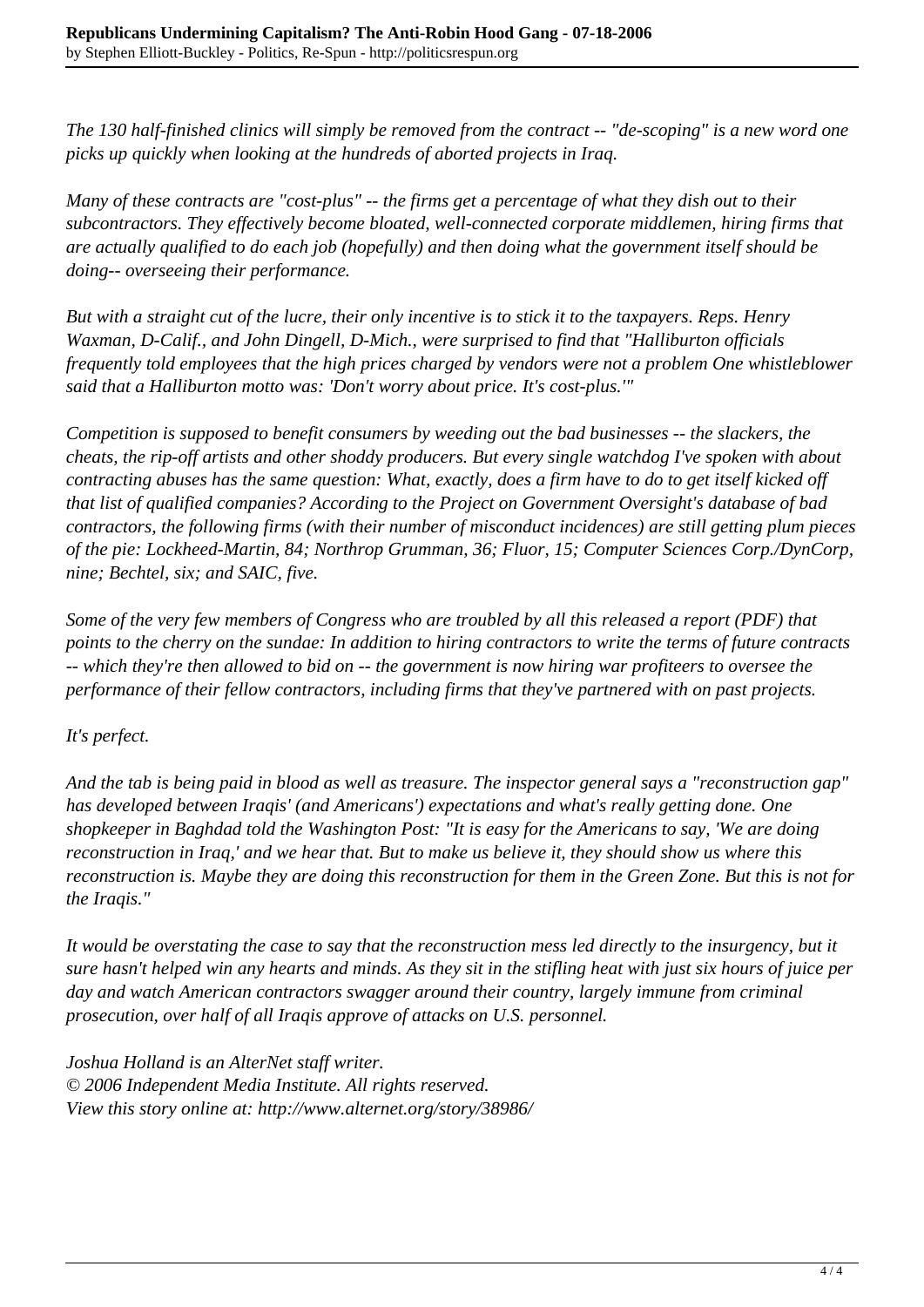*The 130 half-finished clinics will simply be removed from the contract -- "de-scoping" is a new word one picks up quickly when looking at the hundreds of aborted projects in Iraq.*

*Many of these contracts are "cost-plus" -- the firms get a percentage of what they dish out to their subcontractors. They effectively become bloated, well-connected corporate middlemen, hiring firms that are actually qualified to do each job (hopefully) and then doing what the government itself should be doing-- overseeing their performance.*

*But with a straight cut of the lucre, their only incentive is to stick it to the taxpayers. Reps. Henry Waxman, D-Calif., and John Dingell, D-Mich., were surprised to find that "Halliburton officials frequently told employees that the high prices charged by vendors were not a problem One whistleblower said that a Halliburton motto was: 'Don't worry about price. It's cost-plus.'"*

*Competition is supposed to benefit consumers by weeding out the bad businesses -- the slackers, the cheats, the rip-off artists and other shoddy producers. But every single watchdog I've spoken with about contracting abuses has the same question: What, exactly, does a firm have to do to get itself kicked off that list of qualified companies? According to the Project on Government Oversight's database of bad contractors, the following firms (with their number of misconduct incidences) are still getting plum pieces of the pie: Lockheed-Martin, 84; Northrop Grumman, 36; Fluor, 15; Computer Sciences Corp./DynCorp, nine; Bechtel, six; and SAIC, five.*

*Some of the very few members of Congress who are troubled by all this released a report (PDF) that points to the cherry on the sundae: In addition to hiring contractors to write the terms of future contracts -- which they're then allowed to bid on -- the government is now hiring war profiteers to oversee the performance of their fellow contractors, including firms that they've partnered with on past projects.*

*It's perfect.*

*And the tab is being paid in blood as well as treasure. The inspector general says a "reconstruction gap" has developed between Iraqis' (and Americans') expectations and what's really getting done. One shopkeeper in Baghdad told the Washington Post: "It is easy for the Americans to say, 'We are doing reconstruction in Iraq,' and we hear that. But to make us believe it, they should show us where this reconstruction is. Maybe they are doing this reconstruction for them in the Green Zone. But this is not for the Iraqis."*

*It would be overstating the case to say that the reconstruction mess led directly to the insurgency, but it sure hasn't helped win any hearts and minds. As they sit in the stifling heat with just six hours of juice per day and watch American contractors swagger around their country, largely immune from criminal prosecution, over half of all Iraqis approve of attacks on U.S. personnel.*

*Joshua Holland is an AlterNet staff writer.*
*© 2006 Independent Media Institute. All rights reserved.*
*View this story online at: http://www.alternet.org/story/38986/*